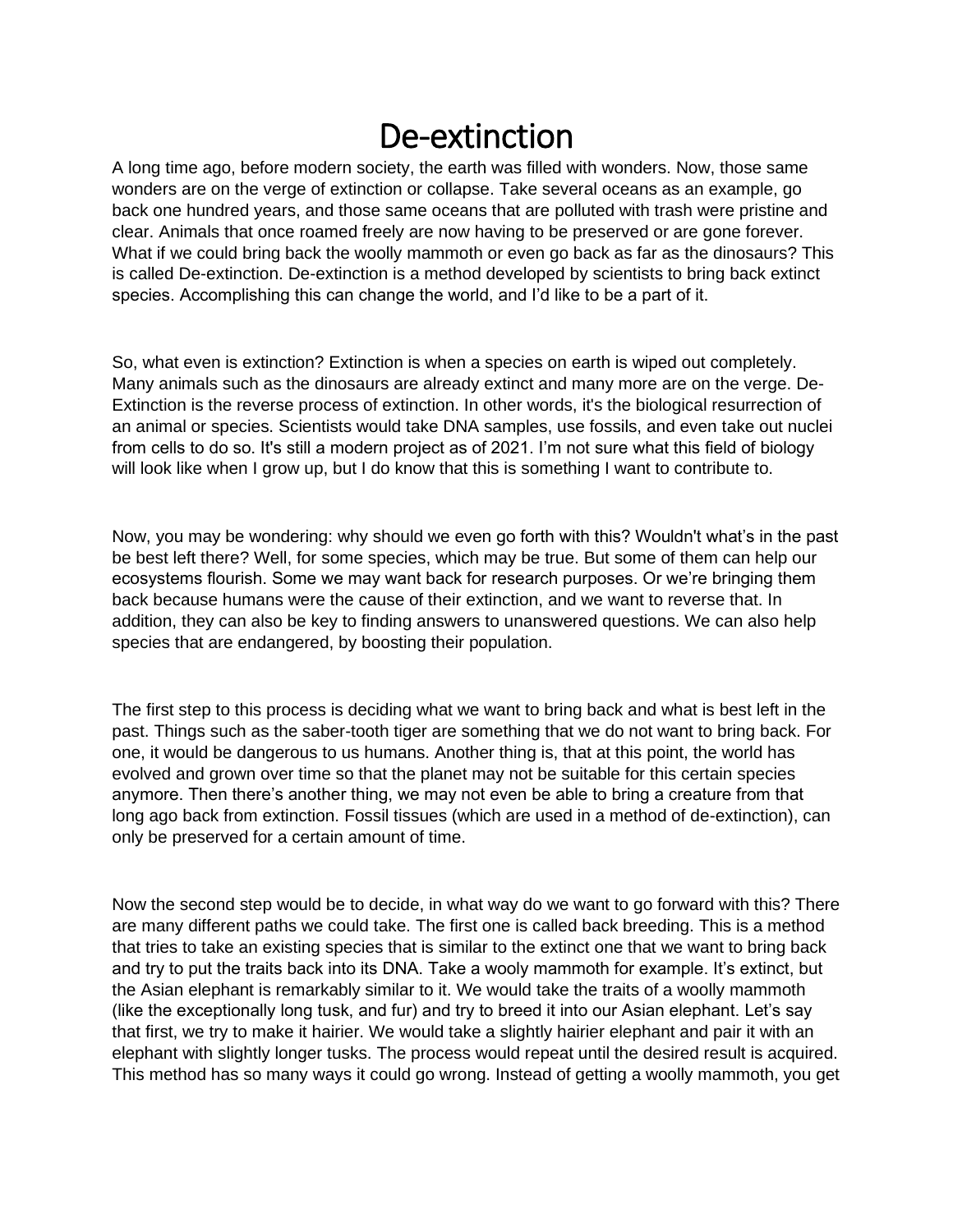# De-extinction

A long time ago, before modern society, the earth was filled with wonders. Now, those same wonders are on the verge of extinction or collapse. Take several oceans as an example, go back one hundred years, and those same oceans that are polluted with trash were pristine and clear. Animals that once roamed freely are now having to be preserved or are gone forever. What if we could bring back the woolly mammoth or even go back as far as the dinosaurs? This is called De-extinction. De-extinction is a method developed by scientists to bring back extinct species. Accomplishing this can change the world, and I'd like to be a part of it.

So, what even is extinction? Extinction is when a species on earth is wiped out completely. Many animals such as the dinosaurs are already extinct and many more are on the verge. De-Extinction is the reverse process of extinction. In other words, it's the biological resurrection of an animal or species. Scientists would take DNA samples, use fossils, and even take out nuclei from cells to do so. It's still a modern project as of 2021. I'm not sure what this field of biology will look like when I grow up, but I do know that this is something I want to contribute to.

Now, you may be wondering: why should we even go forth with this? Wouldn't what's in the past be best left there? Well, for some species, which may be true. But some of them can help our ecosystems flourish. Some we may want back for research purposes. Or we're bringing them back because humans were the cause of their extinction, and we want to reverse that. In addition, they can also be key to finding answers to unanswered questions. We can also help species that are endangered, by boosting their population.

The first step to this process is deciding what we want to bring back and what is best left in the past. Things such as the saber-tooth tiger are something that we do not want to bring back. For one, it would be dangerous to us humans. Another thing is, that at this point, the world has evolved and grown over time so that the planet may not be suitable for this certain species anymore. Then there's another thing, we may not even be able to bring a creature from that long ago back from extinction. Fossil tissues (which are used in a method of de-extinction), can only be preserved for a certain amount of time.

Now the second step would be to decide, in what way do we want to go forward with this? There are many different paths we could take. The first one is called back breeding. This is a method that tries to take an existing species that is similar to the extinct one that we want to bring back and try to put the traits back into its DNA. Take a wooly mammoth for example. It's extinct, but the Asian elephant is remarkably similar to it. We would take the traits of a woolly mammoth (like the exceptionally long tusk, and fur) and try to breed it into our Asian elephant. Let's say that first, we try to make it hairier. We would take a slightly hairier elephant and pair it with an elephant with slightly longer tusks. The process would repeat until the desired result is acquired. This method has so many ways it could go wrong. Instead of getting a woolly mammoth, you get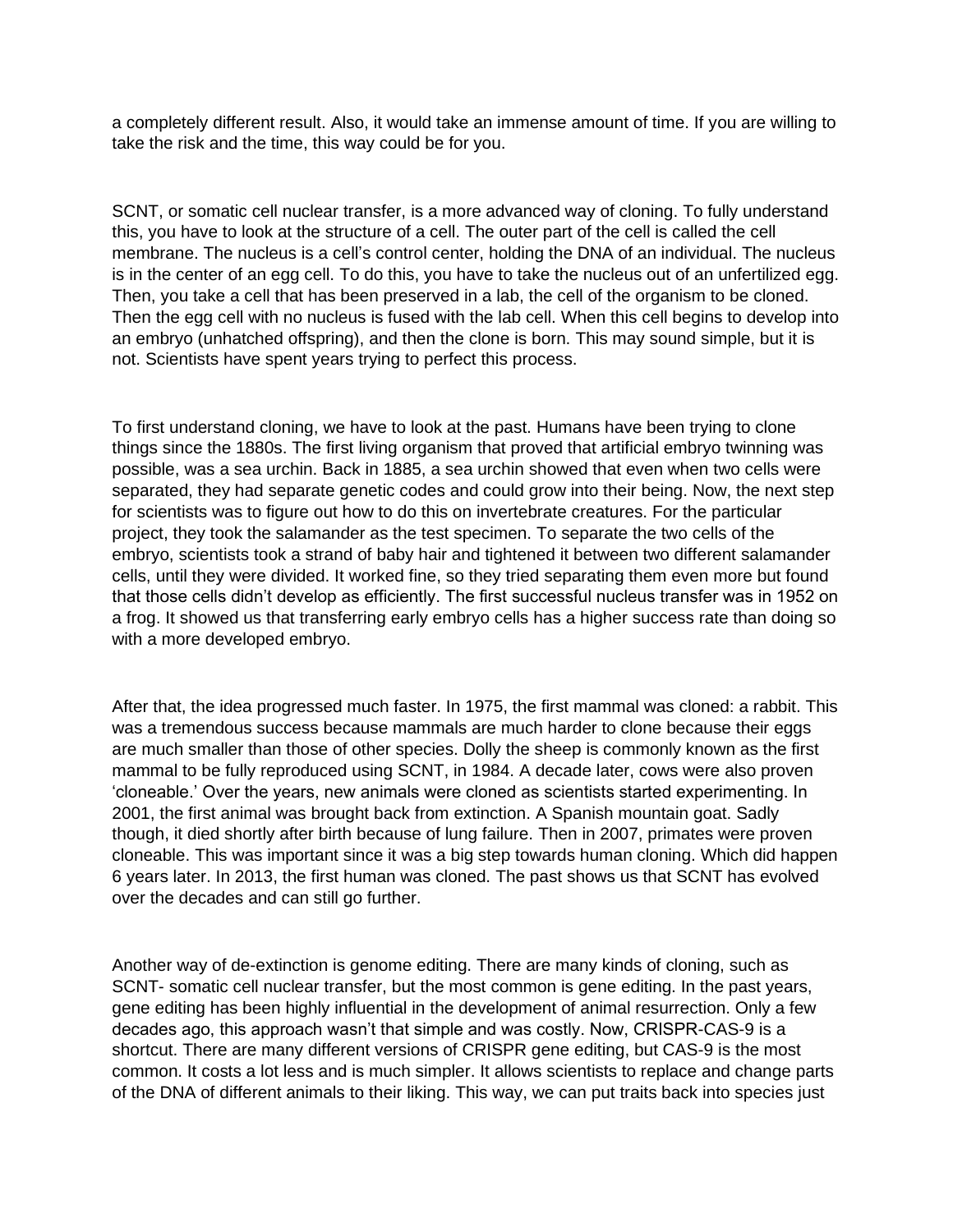a completely different result. Also, it would take an immense amount of time. If you are willing to take the risk and the time, this way could be for you.

SCNT, or somatic cell nuclear transfer, is a more advanced way of cloning. To fully understand this, you have to look at the structure of a cell. The outer part of the cell is called the cell membrane. The nucleus is a cell's control center, holding the DNA of an individual. The nucleus is in the center of an egg cell. To do this, you have to take the nucleus out of an unfertilized egg. Then, you take a cell that has been preserved in a lab, the cell of the organism to be cloned. Then the egg cell with no nucleus is fused with the lab cell. When this cell begins to develop into an embryo (unhatched offspring), and then the clone is born. This may sound simple, but it is not. Scientists have spent years trying to perfect this process.

To first understand cloning, we have to look at the past. Humans have been trying to clone things since the 1880s. The first living organism that proved that artificial embryo twinning was possible, was a sea urchin. Back in 1885, a sea urchin showed that even when two cells were separated, they had separate genetic codes and could grow into their being. Now, the next step for scientists was to figure out how to do this on invertebrate creatures. For the particular project, they took the salamander as the test specimen. To separate the two cells of the embryo, scientists took a strand of baby hair and tightened it between two different salamander cells, until they were divided. It worked fine, so they tried separating them even more but found that those cells didn't develop as efficiently. The first successful nucleus transfer was in 1952 on a frog. It showed us that transferring early embryo cells has a higher success rate than doing so with a more developed embryo.

After that, the idea progressed much faster. In 1975, the first mammal was cloned: a rabbit. This was a tremendous success because mammals are much harder to clone because their eggs are much smaller than those of other species. Dolly the sheep is commonly known as the first mammal to be fully reproduced using SCNT, in 1984. A decade later, cows were also proven 'cloneable.' Over the years, new animals were cloned as scientists started experimenting. In 2001, the first animal was brought back from extinction. A Spanish mountain goat. Sadly though, it died shortly after birth because of lung failure. Then in 2007, primates were proven cloneable. This was important since it was a big step towards human cloning. Which did happen 6 years later. In 2013, the first human was cloned. The past shows us that SCNT has evolved over the decades and can still go further.

Another way of de-extinction is genome editing. There are many kinds of cloning, such as SCNT- somatic cell nuclear transfer, but the most common is gene editing. In the past years, gene editing has been highly influential in the development of animal resurrection. Only a few decades ago, this approach wasn't that simple and was costly. Now, CRISPR-CAS-9 is a shortcut. There are many different versions of CRISPR gene editing, but CAS-9 is the most common. It costs a lot less and is much simpler. It allows scientists to replace and change parts of the DNA of different animals to their liking. This way, we can put traits back into species just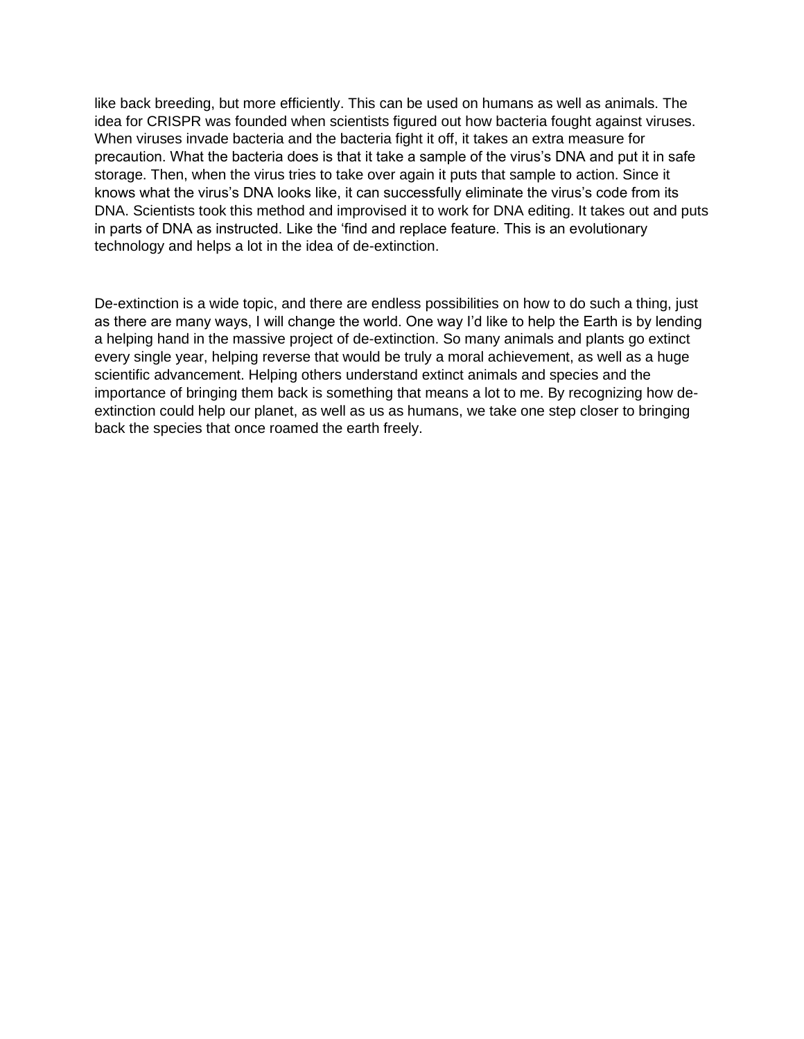like back breeding, but more efficiently. This can be used on humans as well as animals. The idea for CRISPR was founded when scientists figured out how bacteria fought against viruses. When viruses invade bacteria and the bacteria fight it off, it takes an extra measure for precaution. What the bacteria does is that it take a sample of the virus's DNA and put it in safe storage. Then, when the virus tries to take over again it puts that sample to action. Since it knows what the virus's DNA looks like, it can successfully eliminate the virus's code from its DNA. Scientists took this method and improvised it to work for DNA editing. It takes out and puts in parts of DNA as instructed. Like the 'find and replace feature. This is an evolutionary technology and helps a lot in the idea of de-extinction.

De-extinction is a wide topic, and there are endless possibilities on how to do such a thing, just as there are many ways, I will change the world. One way I'd like to help the Earth is by lending a helping hand in the massive project of de-extinction. So many animals and plants go extinct every single year, helping reverse that would be truly a moral achievement, as well as a huge scientific advancement. Helping others understand extinct animals and species and the importance of bringing them back is something that means a lot to me. By recognizing how de-extinction could help our planet, as well as us as humans, we take one step closer to bringing back the species that once roamed the earth freely.